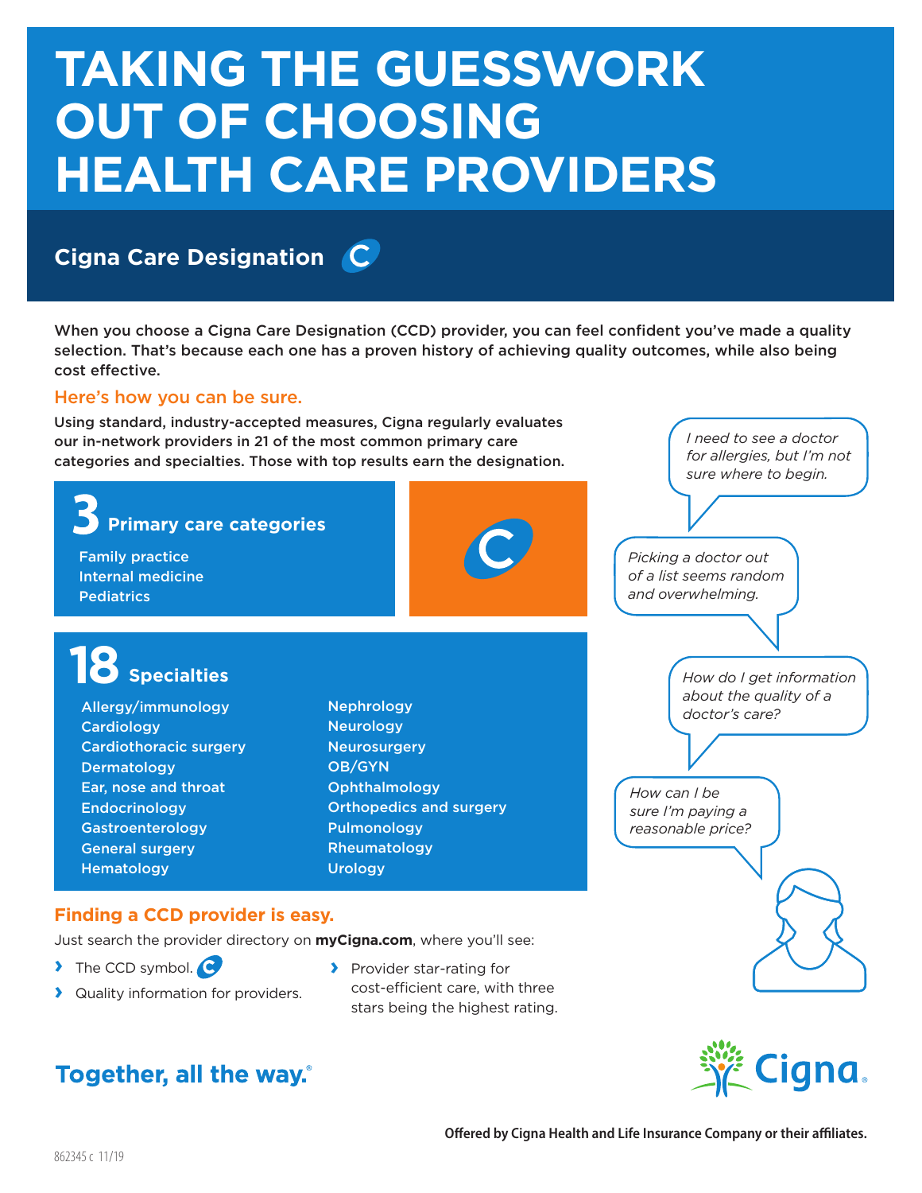# TAKING THE GUESSWORK OUT OF CHOOSING HEALTH CARE PROVIDERS

## Cigna Care Designation

When you choose a Cigna Care Designation (CCD) provider, you can feel confident you've made a quality selection. That's because each one has a proven history of achieving quality outcomes, while also being cost effective.

### Here's how you can be sure.

Using standard, industry-accepted measures, Cigna regularly evaluates our in-network providers in 21 of the most common primary care categories and specialties. Those with top results earn the designation.

### 3 Primary care categories

- Family practice
- Internal medicine
- Pediatrics

### 18 Specialties

- Allergy/immunology
- Cardiology
- Cardiothoracic surgery
- Dermatology
- Ear, nose and throat
- Endocrinology
- Gastroenterology
- General surgery
- Hematology
- Nephrology
- Neurology
- Neurosurgery
- OB/GYN
- Ophthalmology
- Orthopedics and surgery
- Pulmonology
- Rheumatology
- Urology

*I need to see a doctor for allergies, but I'm not sure where to begin.*

*Picking a doctor out of a list seems random and overwhelming.*

*How do I get information about the quality of a doctor's care?*

*How can I be sure I'm paying a reasonable price?*

### Finding a CCD provider is easy.

Just search the provider directory on **myCigna.com**, where you'll see:

- The CCD symbol.
- Quality information for providers.
- Provider star-rating for cost-efficient care, with three stars being the highest rating.

**Together, all the way.®**

Cigna

**Offered by Cigna Health and Life Insurance Company or their affiliates.**

862345 c 11/19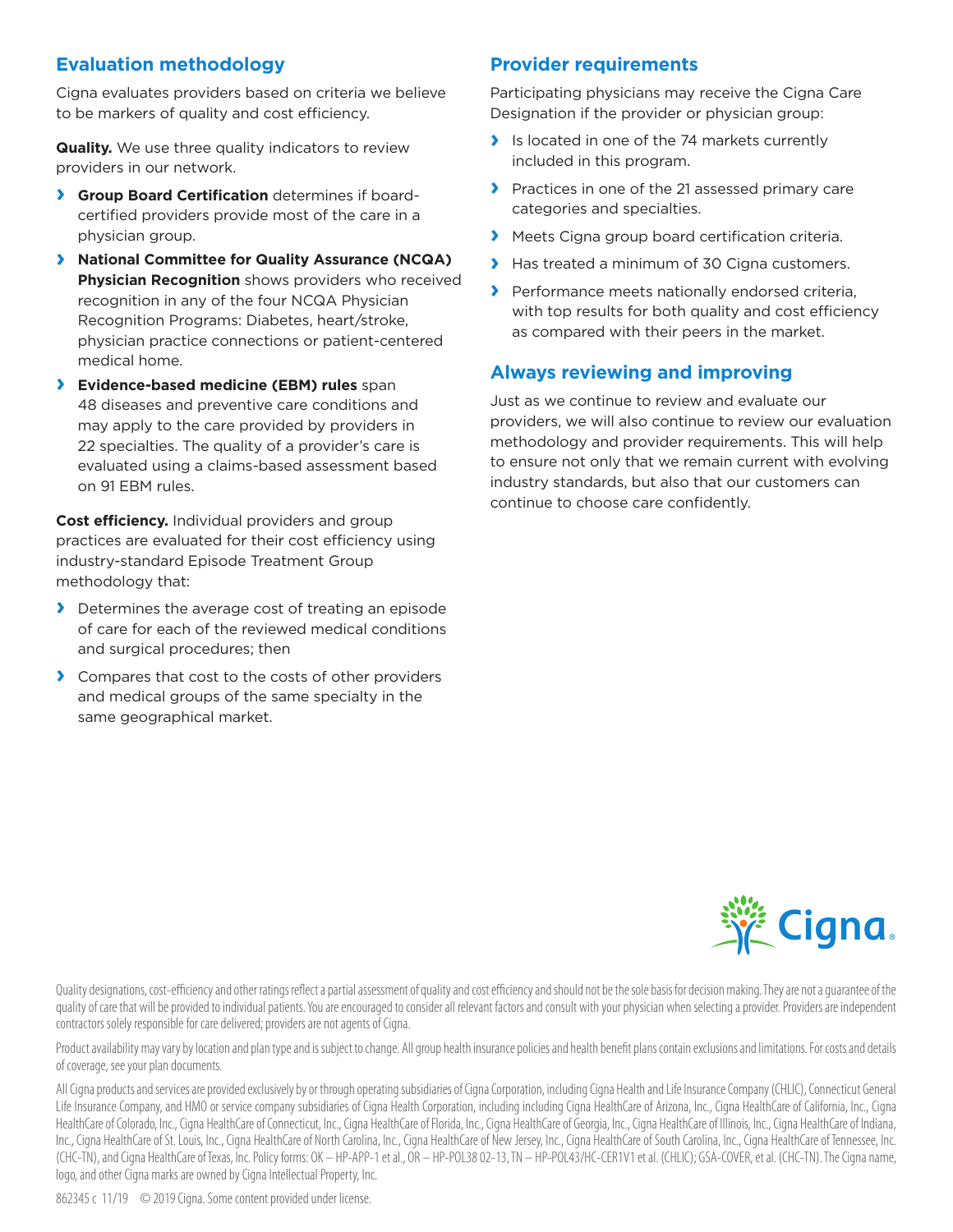## Evaluation methodology

Cigna evaluates providers based on criteria we believe to be markers of quality and cost efficiency.

**Quality.** We use three quality indicators to review providers in our network.

- **Group Board Certification** determines if board-certified providers provide most of the care in a physician group.
- **National Committee for Quality Assurance (NCQA) Physician Recognition** shows providers who received recognition in any of the four NCQA Physician Recognition Programs: Diabetes, heart/stroke, physician practice connections or patient-centered medical home.
- **Evidence-based medicine (EBM) rules** span 48 diseases and preventive care conditions and may apply to the care provided by providers in 22 specialties. The quality of a provider's care is evaluated using a claims-based assessment based on 91 EBM rules.

**Cost efficiency.** Individual providers and group practices are evaluated for their cost efficiency using industry-standard Episode Treatment Group methodology that:

- Determines the average cost of treating an episode of care for each of the reviewed medical conditions and surgical procedures; then
- Compares that cost to the costs of other providers and medical groups of the same specialty in the same geographical market.

## Provider requirements

Participating physicians may receive the Cigna Care Designation if the provider or physician group:

- Is located in one of the 74 markets currently included in this program.
- Practices in one of the 21 assessed primary care categories and specialties.
- Meets Cigna group board certification criteria.
- Has treated a minimum of 30 Cigna customers.
- Performance meets nationally endorsed criteria, with top results for both quality and cost efficiency as compared with their peers in the market.

## Always reviewing and improving

Just as we continue to review and evaluate our providers, we will also continue to review our evaluation methodology and provider requirements. This will help to ensure not only that we remain current with evolving industry standards, but also that our customers can continue to choose care confidently.

Cigna.

Quality designations, cost-efficiency and other ratings reflect a partial assessment of quality and cost efficiency and should not be the sole basis for decision making. They are not a guarantee of the quality of care that will be provided to individual patients. You are encouraged to consider all relevant factors and consult with your physician when selecting a provider. Providers are independent contractors solely responsible for care delivered; providers are not agents of Cigna.

Product availability may vary by location and plan type and is subject to change. All group health insurance policies and health benefit plans contain exclusions and limitations. For costs and details of coverage, see your plan documents.

All Cigna products and services are provided exclusively by or through operating subsidiaries of Cigna Corporation, including Cigna Health and Life Insurance Company (CHLIC), Connecticut General Life Insurance Company, and HMO or service company subsidiaries of Cigna Health Corporation, including including Cigna HealthCare of Arizona, Inc., Cigna HealthCare of California, Inc., Cigna HealthCare of Colorado, Inc., Cigna HealthCare of Connecticut, Inc., Cigna HealthCare of Florida, Inc., Cigna HealthCare of Georgia, Inc., Cigna HealthCare of Illinois, Inc., Cigna HealthCare of Indiana, Inc., Cigna HealthCare of St. Louis, Inc., Cigna HealthCare of North Carolina, Inc., Cigna HealthCare of New Jersey, Inc., Cigna HealthCare of South Carolina, Inc., Cigna HealthCare of Tennessee, Inc. (CHC-TN), and Cigna HealthCare of Texas, Inc. Policy forms: OK – HP-APP-1 et al., OR – HP-POL38 02-13, TN – HP-POL43/HC-CER1V1 et al. (CHLIC); GSA-COVER, et al. (CHC-TN). The Cigna name, logo, and other Cigna marks are owned by Cigna Intellectual Property, Inc.

862345 c 11/19 © 2019 Cigna. Some content provided under license.